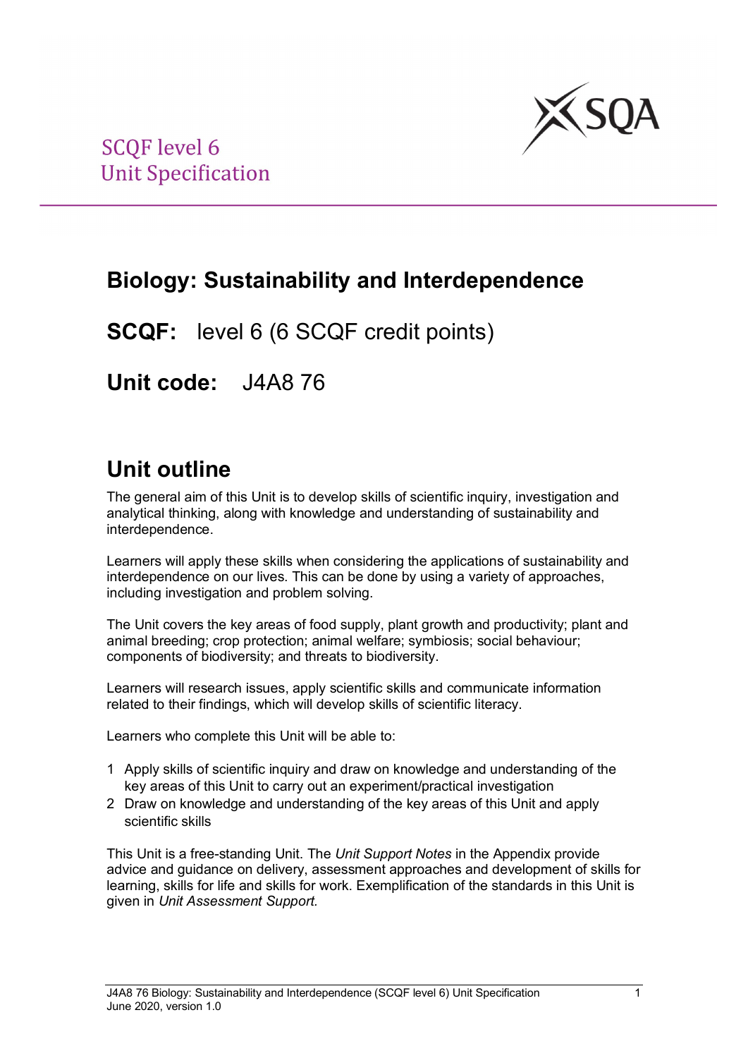SCQF level 6
Unit Specification

# Biology: Sustainability and Interdependence

## SCQF: level 6 (6 SCQF credit points)

## Unit code: J4A8 76

## Unit outline

The general aim of this Unit is to develop skills of scientific inquiry, investigation and analytical thinking, along with knowledge and understanding of sustainability and interdependence.

Learners will apply these skills when considering the applications of sustainability and interdependence on our lives. This can be done by using a variety of approaches, including investigation and problem solving.

The Unit covers the key areas of food supply, plant growth and productivity; plant and animal breeding; crop protection; animal welfare; symbiosis; social behaviour; components of biodiversity; and threats to biodiversity.

Learners will research issues, apply scientific skills and communicate information related to their findings, which will develop skills of scientific literacy.

Learners who complete this Unit will be able to:

1. Apply skills of scientific inquiry and draw on knowledge and understanding of the key areas of this Unit to carry out an experiment/practical investigation
2. Draw on knowledge and understanding of the key areas of this Unit and apply scientific skills

This Unit is a free-standing Unit. The *Unit Support Notes* in the Appendix provide advice and guidance on delivery, assessment approaches and development of skills for learning, skills for life and skills for work. Exemplification of the standards in this Unit is given in *Unit Assessment Support.*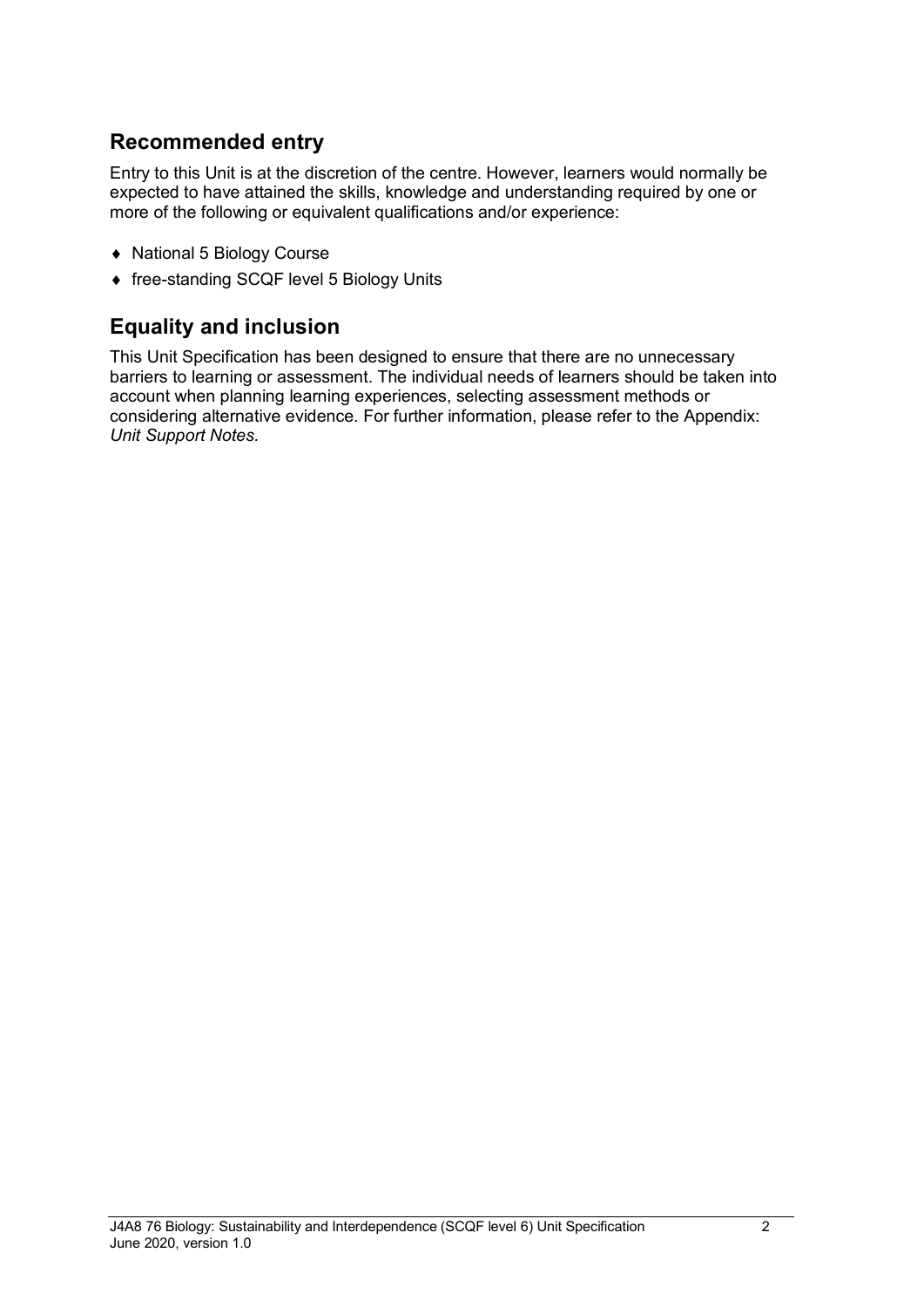## Recommended entry

Entry to this Unit is at the discretion of the centre. However, learners would normally be expected to have attained the skills, knowledge and understanding required by one or more of the following or equivalent qualifications and/or experience:

- National 5 Biology Course
- free-standing SCQF level 5 Biology Units

## Equality and inclusion

This Unit Specification has been designed to ensure that there are no unnecessary barriers to learning or assessment. The individual needs of learners should be taken into account when planning learning experiences, selecting assessment methods or considering alternative evidence. For further information, please refer to the Appendix: *Unit Support Notes.*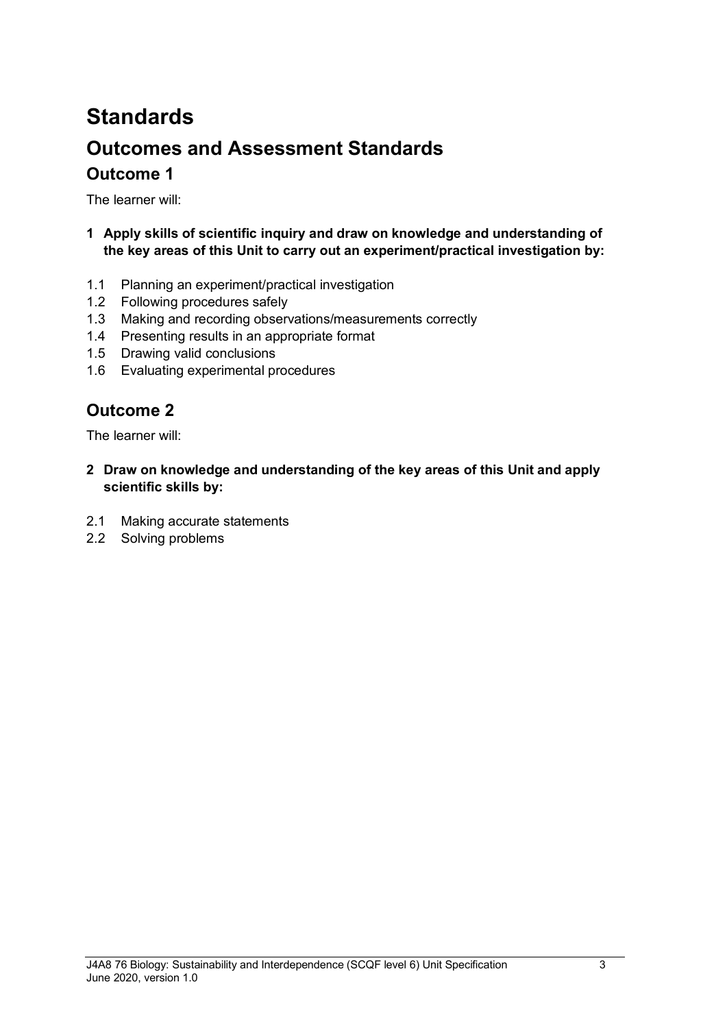# Standards

## Outcomes and Assessment Standards

### Outcome 1

The learner will:

**1 Apply skills of scientific inquiry and draw on knowledge and understanding of the key areas of this Unit to carry out an experiment/practical investigation by:**

1.1 Planning an experiment/practical investigation
1.2 Following procedures safely
1.3 Making and recording observations/measurements correctly
1.4 Presenting results in an appropriate format
1.5 Drawing valid conclusions
1.6 Evaluating experimental procedures

### Outcome 2

The learner will:

**2 Draw on knowledge and understanding of the key areas of this Unit and apply scientific skills by:**

2.1 Making accurate statements
2.2 Solving problems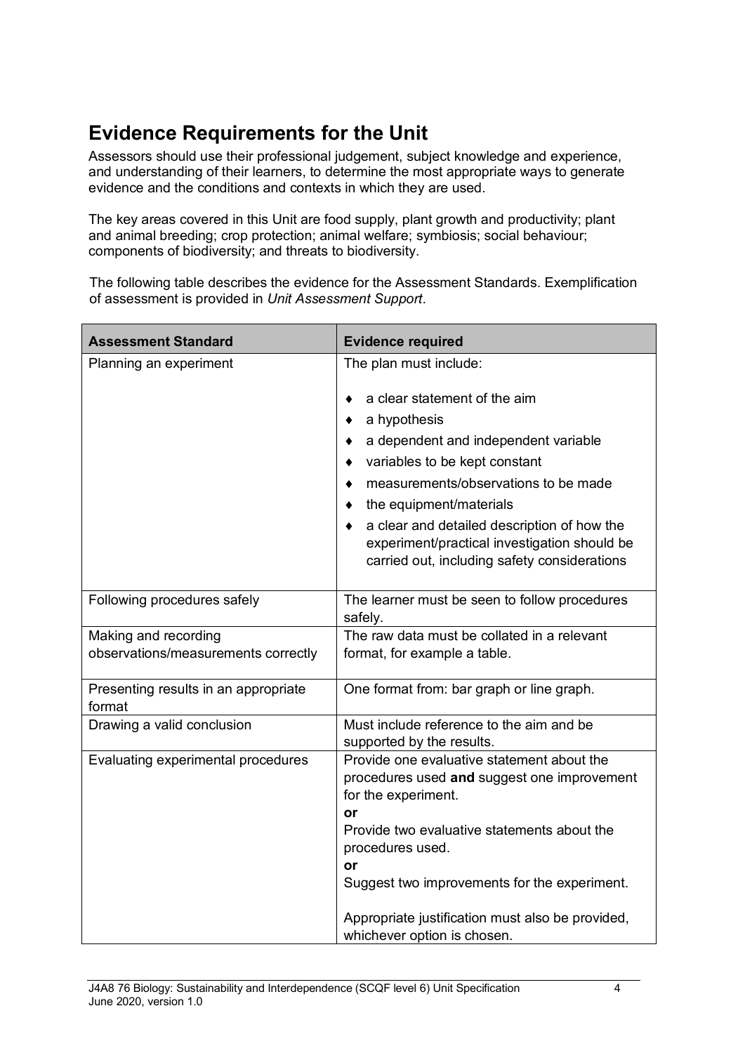## Evidence Requirements for the Unit

Assessors should use their professional judgement, subject knowledge and experience, and understanding of their learners, to determine the most appropriate ways to generate evidence and the conditions and contexts in which they are used.

The key areas covered in this Unit are food supply, plant growth and productivity; plant and animal breeding; crop protection; animal welfare; symbiosis; social behaviour; components of biodiversity; and threats to biodiversity.

The following table describes the evidence for the Assessment Standards. Exemplification of assessment is provided in *Unit Assessment Support*.

| Assessment Standard | Evidence required |
|---|---|
| Planning an experiment | The plan must include:<br><br>♦ a clear statement of the aim<br>♦ a hypothesis<br>♦ a dependent and independent variable<br>♦ variables to be kept constant<br>♦ measurements/observations to be made<br>♦ the equipment/materials<br>♦ a clear and detailed description of how the experiment/practical investigation should be carried out, including safety considerations |
| Following procedures safely | The learner must be seen to follow procedures safely. |
| Making and recording observations/measurements correctly | The raw data must be collated in a relevant format, for example a table. |
| Presenting results in an appropriate format | One format from: bar graph or line graph. |
| Drawing a valid conclusion | Must include reference to the aim and be supported by the results. |
| Evaluating experimental procedures | Provide one evaluative statement about the procedures used **and** suggest one improvement for the experiment.<br>**or**<br>Provide two evaluative statements about the procedures used.<br>**or**<br>Suggest two improvements for the experiment.<br><br>Appropriate justification must also be provided, whichever option is chosen. |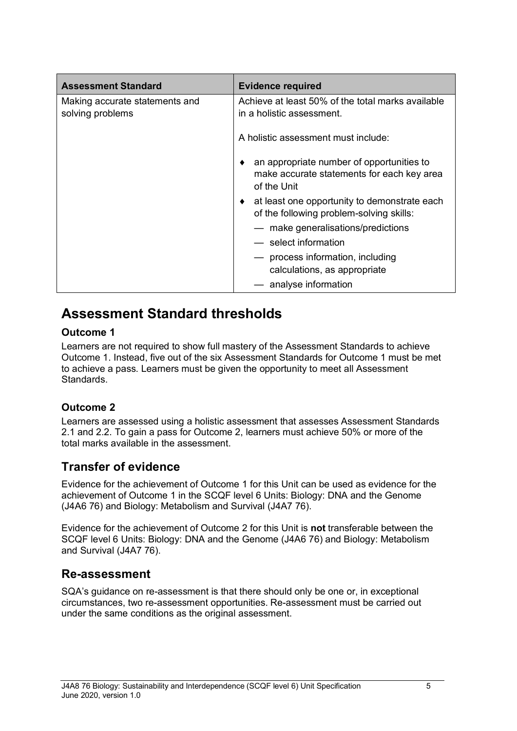| Assessment Standard | Evidence required |
|---|---|
| Making accurate statements and solving problems | Achieve at least 50% of the total marks available in a holistic assessment.<br><br>A holistic assessment must include:<br><br>♦ an appropriate number of opportunities to make accurate statements for each key area of the Unit<br>♦ at least one opportunity to demonstrate each of the following problem-solving skills:<br>— make generalisations/predictions<br>— select information<br>— process information, including calculations, as appropriate<br>— analyse information |

## Assessment Standard thresholds

### Outcome 1

Learners are not required to show full mastery of the Assessment Standards to achieve Outcome 1. Instead, five out of the six Assessment Standards for Outcome 1 must be met to achieve a pass. Learners must be given the opportunity to meet all Assessment Standards.

### Outcome 2

Learners are assessed using a holistic assessment that assesses Assessment Standards 2.1 and 2.2. To gain a pass for Outcome 2, learners must achieve 50% or more of the total marks available in the assessment.

## Transfer of evidence

Evidence for the achievement of Outcome 1 for this Unit can be used as evidence for the achievement of Outcome 1 in the SCQF level 6 Units: Biology: DNA and the Genome (J4A6 76) and Biology: Metabolism and Survival (J4A7 76).

Evidence for the achievement of Outcome 2 for this Unit is **not** transferable between the SCQF level 6 Units: Biology: DNA and the Genome (J4A6 76) and Biology: Metabolism and Survival (J4A7 76).

## Re-assessment

SQA's guidance on re-assessment is that there should only be one or, in exceptional circumstances, two re-assessment opportunities. Re-assessment must be carried out under the same conditions as the original assessment.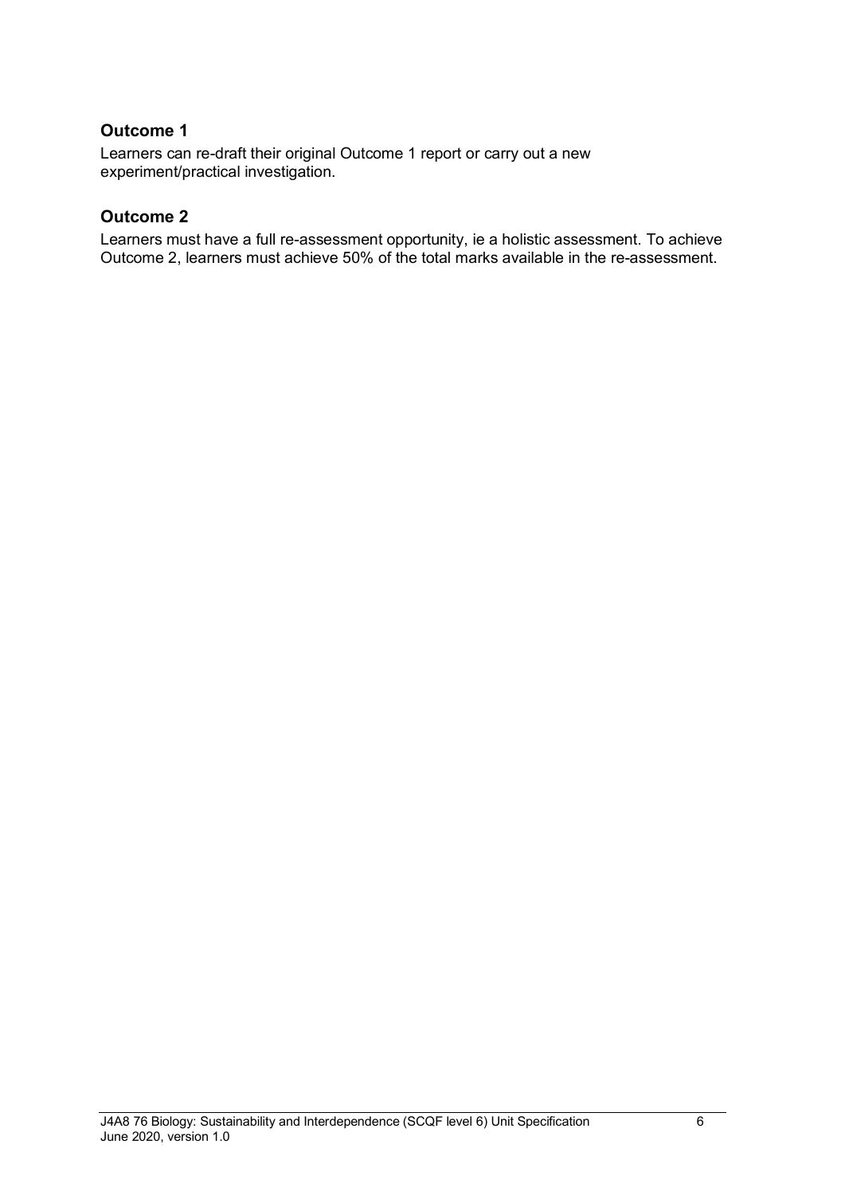### Outcome 1

Learners can re-draft their original Outcome 1 report or carry out a new experiment/practical investigation.

### Outcome 2

Learners must have a full re-assessment opportunity, ie a holistic assessment. To achieve Outcome 2, learners must achieve 50% of the total marks available in the re-assessment.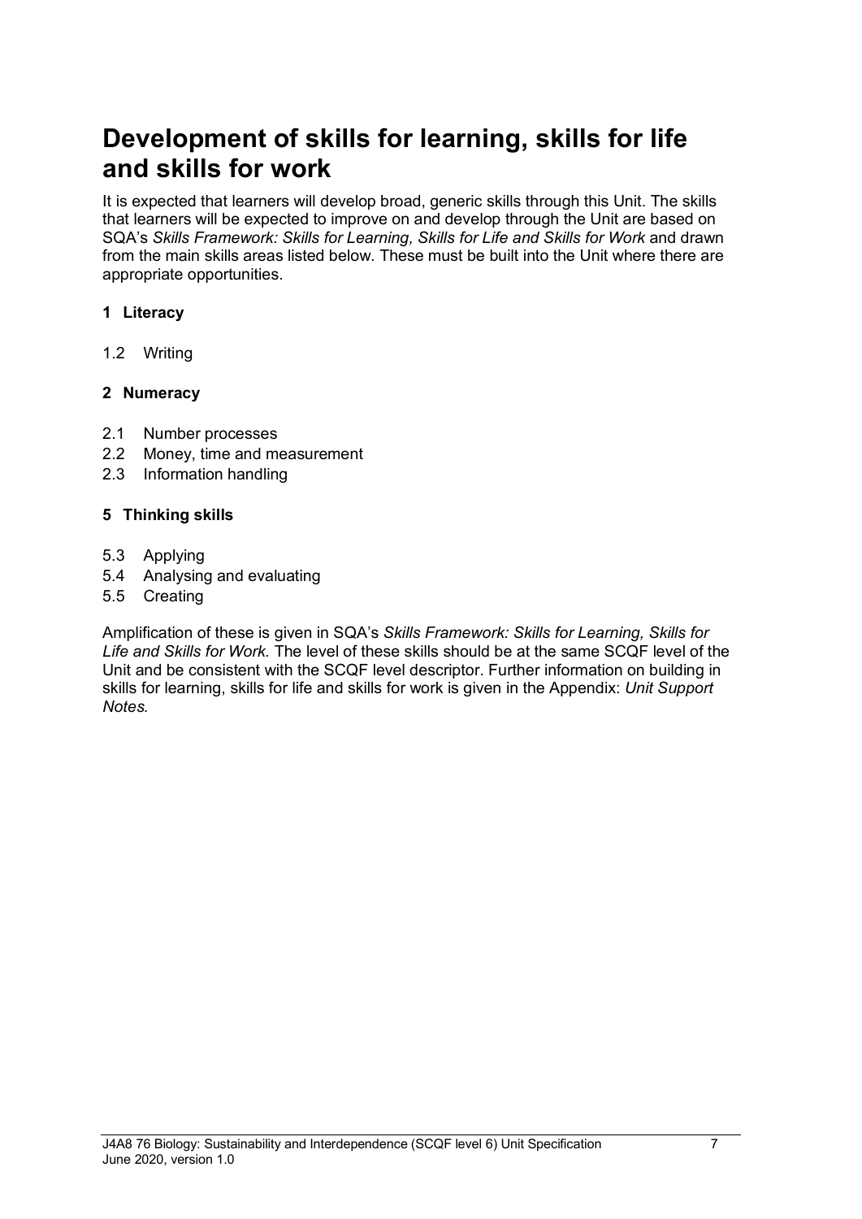# Development of skills for learning, skills for life and skills for work

It is expected that learners will develop broad, generic skills through this Unit. The skills that learners will be expected to improve on and develop through the Unit are based on SQA's *Skills Framework: Skills for Learning, Skills for Life and Skills for Work* and drawn from the main skills areas listed below. These must be built into the Unit where there are appropriate opportunities.

**1 Literacy**

1.2 Writing

**2 Numeracy**

2.1 Number processes
2.2 Money, time and measurement
2.3 Information handling

**5 Thinking skills**

5.3 Applying
5.4 Analysing and evaluating
5.5 Creating

Amplification of these is given in SQA's *Skills Framework: Skills for Learning, Skills for Life and Skills for Work.* The level of these skills should be at the same SCQF level of the Unit and be consistent with the SCQF level descriptor. Further information on building in skills for learning, skills for life and skills for work is given in the Appendix: *Unit Support Notes.*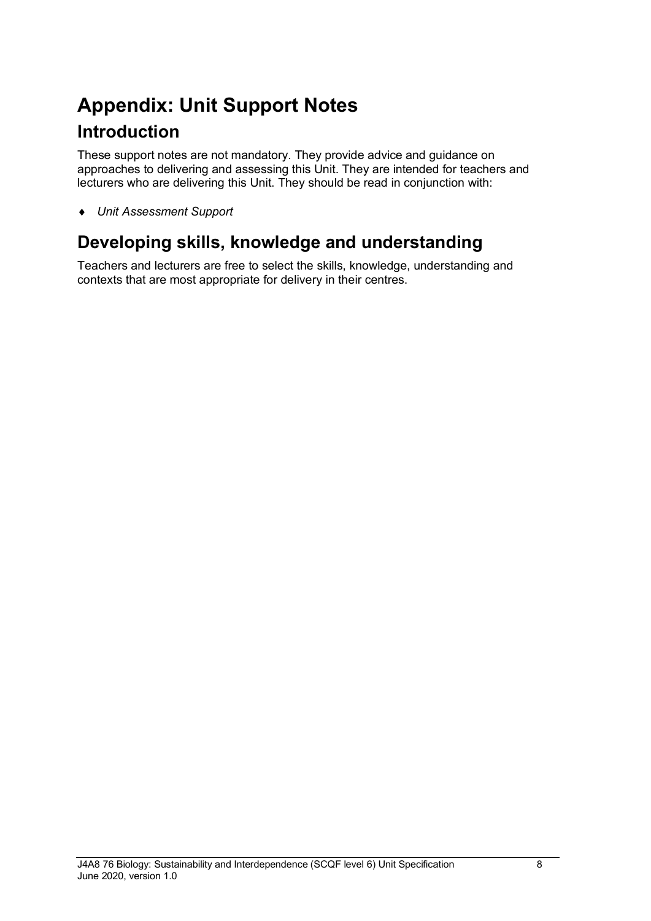# Appendix: Unit Support Notes

## Introduction

These support notes are not mandatory. They provide advice and guidance on approaches to delivering and assessing this Unit. They are intended for teachers and lecturers who are delivering this Unit. They should be read in conjunction with:

- *Unit Assessment Support*

## Developing skills, knowledge and understanding

Teachers and lecturers are free to select the skills, knowledge, understanding and contexts that are most appropriate for delivery in their centres.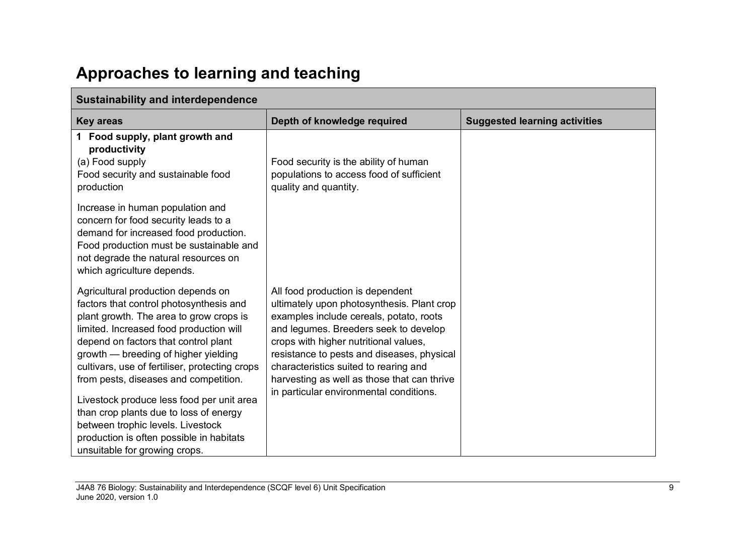# Approaches to learning and teaching

| Sustainability and interdependence | | |
|---|---|---|
| **Key areas** | **Depth of knowledge required** | **Suggested learning activities** |
| **1 Food supply, plant growth and productivity**<br>(a) Food supply<br>Food security and sustainable food production | Food security is the ability of human populations to access food of sufficient quality and quantity. | |
| Increase in human population and concern for food security leads to a demand for increased food production. Food production must be sustainable and not degrade the natural resources on which agriculture depends. | | |
| Agricultural production depends on factors that control photosynthesis and plant growth. The area to grow crops is limited. Increased food production will depend on factors that control plant growth — breeding of higher yielding cultivars, use of fertiliser, protecting crops from pests, diseases and competition.<br><br>Livestock produce less food per unit area than crop plants due to loss of energy between trophic levels. Livestock production is often possible in habitats unsuitable for growing crops. | All food production is dependent ultimately upon photosynthesis. Plant crop examples include cereals, potato, roots and legumes. Breeders seek to develop crops with higher nutritional values, resistance to pests and diseases, physical characteristics suited to rearing and harvesting as well as those that can thrive in particular environmental conditions. | |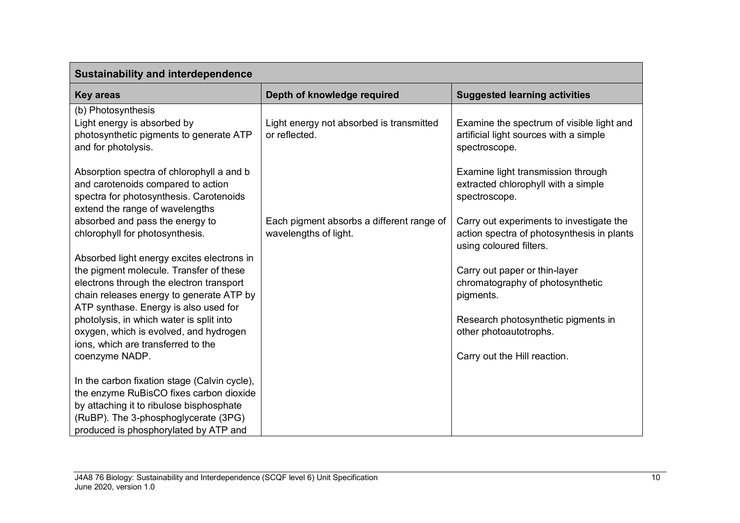| Sustainability and interdependence | | |
|---|---|---|
| **Key areas** | **Depth of knowledge required** | **Suggested learning activities** |
| (b) Photosynthesis<br>Light energy is absorbed by photosynthetic pigments to generate ATP and for photolysis.<br><br>Absorption spectra of chlorophyll a and b and carotenoids compared to action spectra for photosynthesis. Carotenoids extend the range of wavelengths absorbed and pass the energy to chlorophyll for photosynthesis.<br><br>Absorbed light energy excites electrons in the pigment molecule. Transfer of these electrons through the electron transport chain releases energy to generate ATP by ATP synthase. Energy is also used for photolysis, in which water is split into oxygen, which is evolved, and hydrogen ions, which are transferred to the coenzyme NADP.<br><br>In the carbon fixation stage (Calvin cycle), the enzyme RuBisCO fixes carbon dioxide by attaching it to ribulose bisphosphate (RuBP). The 3-phosphoglycerate (3PG) produced is phosphorylated by ATP and | Light energy not absorbed is transmitted or reflected.<br><br>Each pigment absorbs a different range of wavelengths of light. | Examine the spectrum of visible light and artificial light sources with a simple spectroscope.<br><br>Examine light transmission through extracted chlorophyll with a simple spectroscope.<br><br>Carry out experiments to investigate the action spectra of photosynthesis in plants using coloured filters.<br><br>Carry out paper or thin-layer chromatography of photosynthetic pigments.<br><br>Research photosynthetic pigments in other photoautotrophs.<br><br>Carry out the Hill reaction. |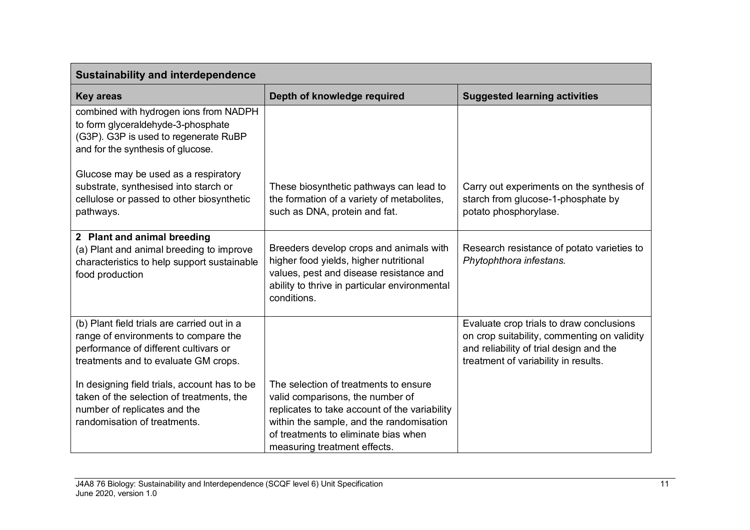| Sustainability and interdependence | | |
|---|---|---|
| **Key areas** | **Depth of knowledge required** | **Suggested learning activities** |
| combined with hydrogen ions from NADPH to form glyceraldehyde-3-phosphate (G3P). G3P is used to regenerate RuBP and for the synthesis of glucose.<br><br>Glucose may be used as a respiratory substrate, synthesised into starch or cellulose or passed to other biosynthetic pathways. | These biosynthetic pathways can lead to the formation of a variety of metabolites, such as DNA, protein and fat. | Carry out experiments on the synthesis of starch from glucose-1-phosphate by potato phosphorylase. |
| **2 Plant and animal breeding**<br>(a) Plant and animal breeding to improve characteristics to help support sustainable food production | Breeders develop crops and animals with higher food yields, higher nutritional values, pest and disease resistance and ability to thrive in particular environmental conditions. | Research resistance of potato varieties to *Phytophthora infestans.* |
| (b) Plant field trials are carried out in a range of environments to compare the performance of different cultivars or treatments and to evaluate GM crops.<br><br>In designing field trials, account has to be taken of the selection of treatments, the number of replicates and the randomisation of treatments. | The selection of treatments to ensure valid comparisons, the number of replicates to take account of the variability within the sample, and the randomisation of treatments to eliminate bias when measuring treatment effects. | Evaluate crop trials to draw conclusions on crop suitability, commenting on validity and reliability of trial design and the treatment of variability in results. |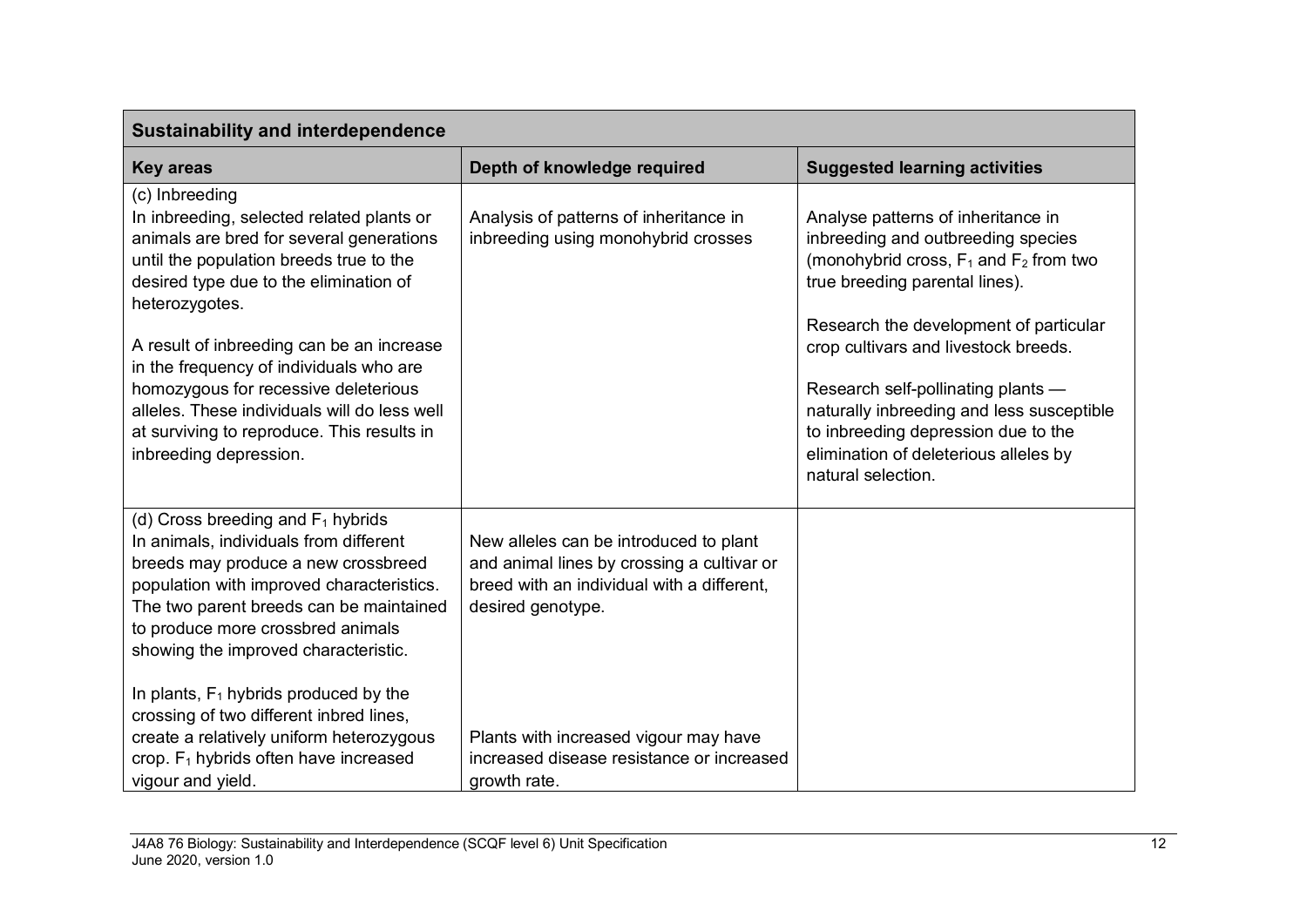| Sustainability and interdependence | | |
|---|---|---|
| **Key areas** | **Depth of knowledge required** | **Suggested learning activities** |
| (c) Inbreeding<br>In inbreeding, selected related plants or animals are bred for several generations until the population breeds true to the desired type due to the elimination of heterozygotes.<br><br>A result of inbreeding can be an increase in the frequency of individuals who are homozygous for recessive deleterious alleles. These individuals will do less well at surviving to reproduce. This results in inbreeding depression. | Analysis of patterns of inheritance in inbreeding using monohybrid crosses | Analyse patterns of inheritance in inbreeding and outbreeding species (monohybrid cross, $F_1$ and $F_2$ from two true breeding parental lines).<br><br>Research the development of particular crop cultivars and livestock breeds.<br><br>Research self-pollinating plants — naturally inbreeding and less susceptible to inbreeding depression due to the elimination of deleterious alleles by natural selection. |
| (d) Cross breeding and $F_1$ hybrids<br>In animals, individuals from different breeds may produce a new crossbreed population with improved characteristics. The two parent breeds can be maintained to produce more crossbred animals showing the improved characteristic.<br><br>In plants, $F_1$ hybrids produced by the crossing of two different inbred lines, create a relatively uniform heterozygous crop. $F_1$ hybrids often have increased vigour and yield. | New alleles can be introduced to plant and animal lines by crossing a cultivar or breed with an individual with a different, desired genotype.<br><br>Plants with increased vigour may have increased disease resistance or increased growth rate. | |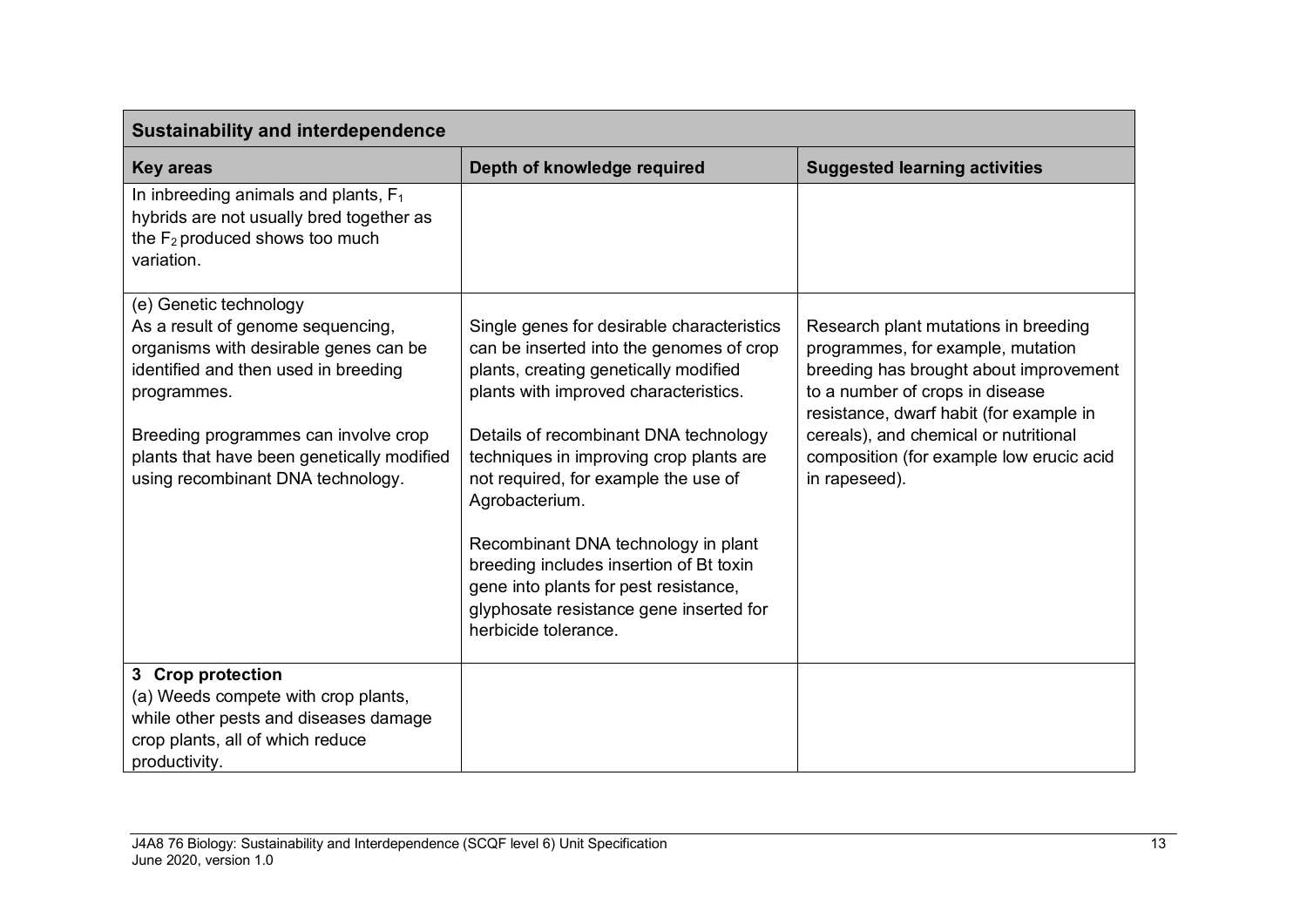| Sustainability and interdependence | | |
|---|---|---|
| **Key areas** | **Depth of knowledge required** | **Suggested learning activities** |
| In inbreeding animals and plants, $F_1$ hybrids are not usually bred together as the $F_2$ produced shows too much variation. | | |
| (e) Genetic technology<br>As a result of genome sequencing, organisms with desirable genes can be identified and then used in breeding programmes.<br><br>Breeding programmes can involve crop plants that have been genetically modified using recombinant DNA technology. | Single genes for desirable characteristics can be inserted into the genomes of crop plants, creating genetically modified plants with improved characteristics.<br><br>Details of recombinant DNA technology techniques in improving crop plants are not required, for example the use of Agrobacterium.<br><br>Recombinant DNA technology in plant breeding includes insertion of Bt toxin gene into plants for pest resistance, glyphosate resistance gene inserted for herbicide tolerance. | Research plant mutations in breeding programmes, for example, mutation breeding has brought about improvement to a number of crops in disease resistance, dwarf habit (for example in cereals), and chemical or nutritional composition (for example low erucic acid in rapeseed). |
| **3 Crop protection**<br>(a) Weeds compete with crop plants, while other pests and diseases damage crop plants, all of which reduce productivity. | | |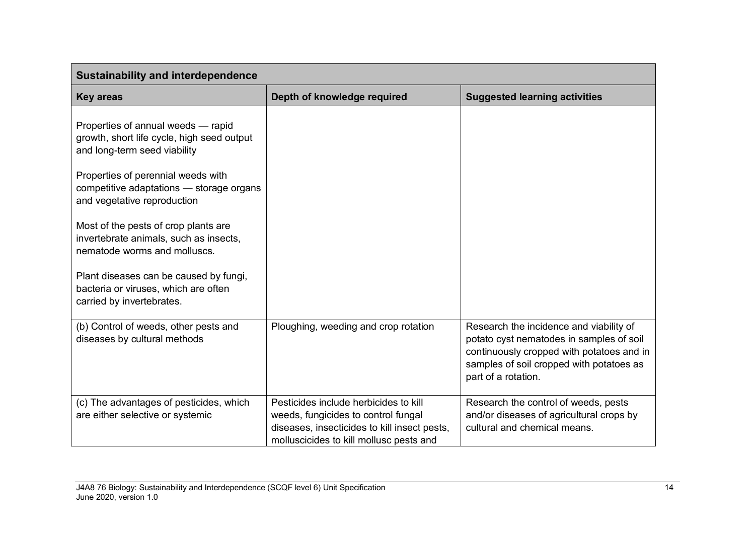| Sustainability and interdependence | | |
|---|---|---|
| **Key areas** | **Depth of knowledge required** | **Suggested learning activities** |
| Properties of annual weeds — rapid growth, short life cycle, high seed output and long-term seed viability<br><br>Properties of perennial weeds with competitive adaptations — storage organs and vegetative reproduction<br><br>Most of the pests of crop plants are invertebrate animals, such as insects, nematode worms and molluscs.<br><br>Plant diseases can be caused by fungi, bacteria or viruses, which are often carried by invertebrates. | | |
| (b) Control of weeds, other pests and diseases by cultural methods | Ploughing, weeding and crop rotation | Research the incidence and viability of potato cyst nematodes in samples of soil continuously cropped with potatoes and in samples of soil cropped with potatoes as part of a rotation. |
| (c) The advantages of pesticides, which are either selective or systemic | Pesticides include herbicides to kill weeds, fungicides to control fungal diseases, insecticides to kill insect pests, molluscicides to kill mollusc pests and | Research the control of weeds, pests and/or diseases of agricultural crops by cultural and chemical means. |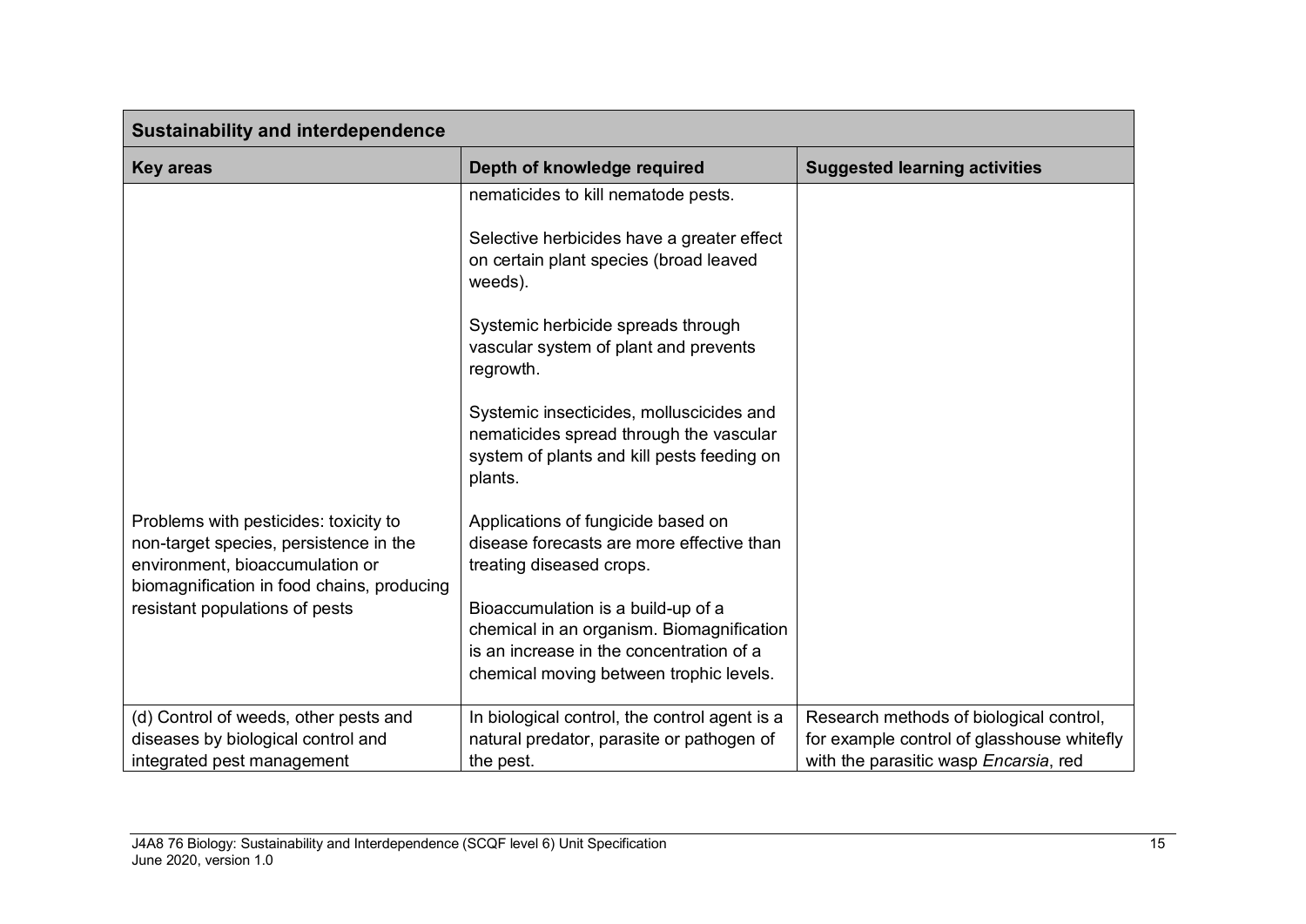| Sustainability and interdependence | | |
|---|---|---|
| **Key areas** | **Depth of knowledge required** | **Suggested learning activities** |
| | nematicides to kill nematode pests.<br><br>Selective herbicides have a greater effect on certain plant species (broad leaved weeds).<br><br>Systemic herbicide spreads through vascular system of plant and prevents regrowth.<br><br>Systemic insecticides, molluscicides and nematicides spread through the vascular system of plants and kill pests feeding on plants. | |
| Problems with pesticides: toxicity to non-target species, persistence in the environment, bioaccumulation or biomagnification in food chains, producing resistant populations of pests | Applications of fungicide based on disease forecasts are more effective than treating diseased crops.<br><br>Bioaccumulation is a build-up of a chemical in an organism. Biomagnification is an increase in the concentration of a chemical moving between trophic levels. | |
| (d) Control of weeds, other pests and diseases by biological control and integrated pest management | In biological control, the control agent is a natural predator, parasite or pathogen of the pest. | Research methods of biological control, for example control of glasshouse whitefly with the parasitic wasp *Encarsia*, red |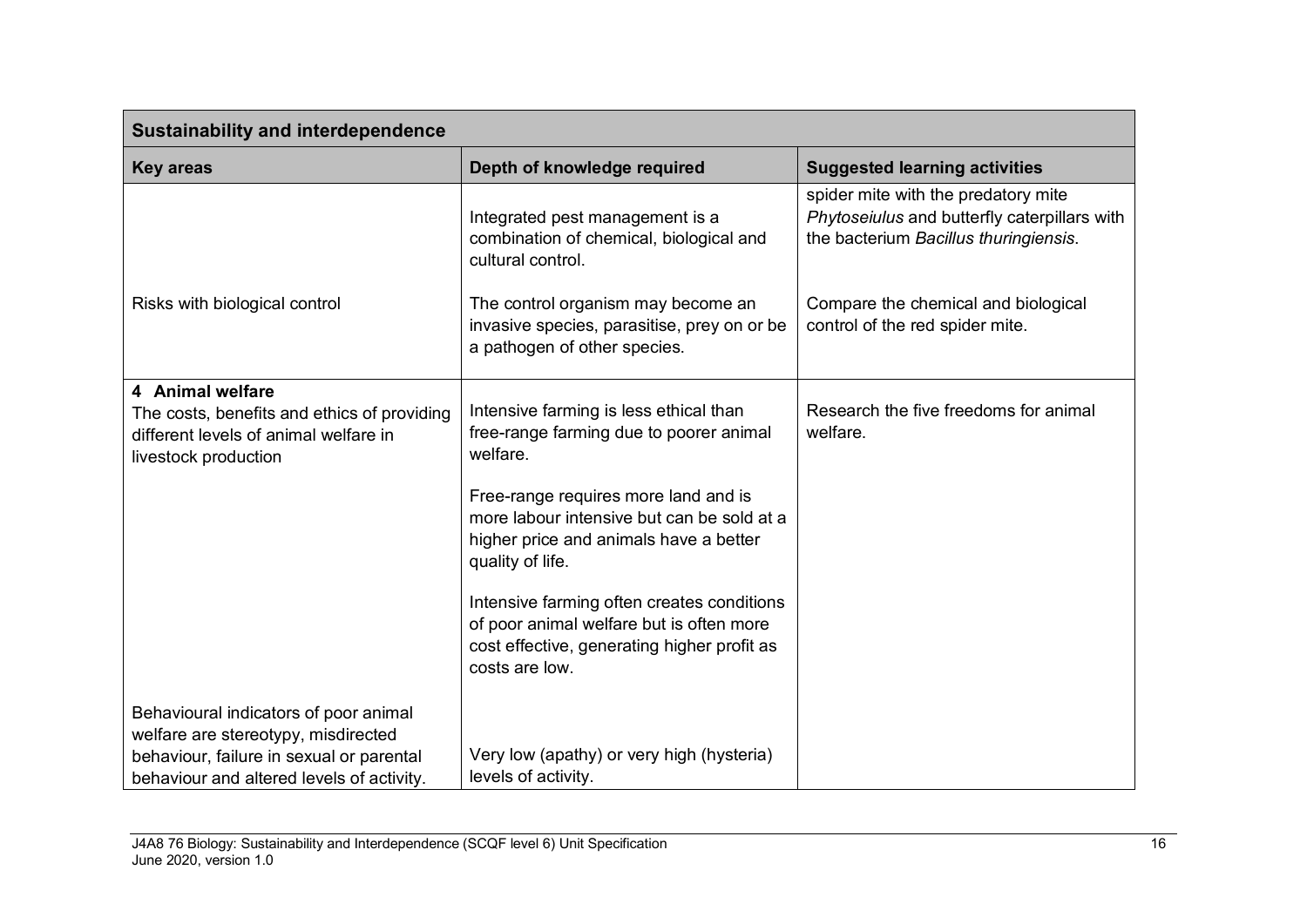| Sustainability and interdependence | | |
|---|---|---|
| **Key areas** | **Depth of knowledge required** | **Suggested learning activities** |
| | Integrated pest management is a combination of chemical, biological and cultural control. | spider mite with the predatory mite *Phytoseiulus* and butterfly caterpillars with the bacterium *Bacillus thuringiensis*. |
| Risks with biological control | The control organism may become an invasive species, parasitise, prey on or be a pathogen of other species. | Compare the chemical and biological control of the red spider mite. |
| **4 Animal welfare**<br>The costs, benefits and ethics of providing different levels of animal welfare in livestock production | Intensive farming is less ethical than free-range farming due to poorer animal welfare.<br><br>Free-range requires more land and is more labour intensive but can be sold at a higher price and animals have a better quality of life.<br><br>Intensive farming often creates conditions of poor animal welfare but is often more cost effective, generating higher profit as costs are low. | Research the five freedoms for animal welfare. |
| Behavioural indicators of poor animal welfare are stereotypy, misdirected behaviour, failure in sexual or parental behaviour and altered levels of activity. | Very low (apathy) or very high (hysteria) levels of activity. | |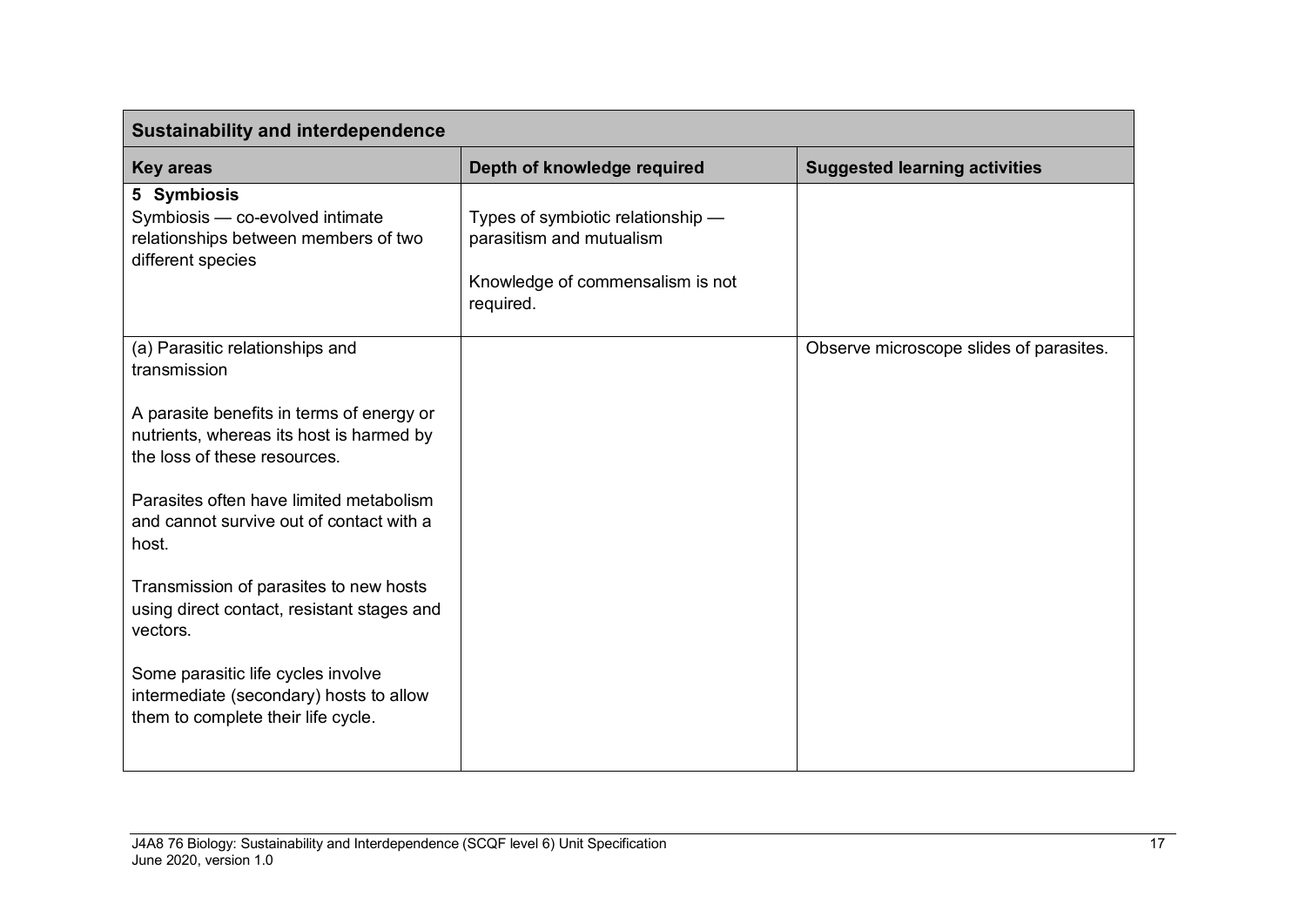| Sustainability and interdependence | | |
|---|---|---|
| **Key areas** | **Depth of knowledge required** | **Suggested learning activities** |
| **5 Symbiosis**<br>Symbiosis — co-evolved intimate relationships between members of two different species | Types of symbiotic relationship — parasitism and mutualism<br><br>Knowledge of commensalism is not required. | |
| (a) Parasitic relationships and transmission<br><br>A parasite benefits in terms of energy or nutrients, whereas its host is harmed by the loss of these resources.<br><br>Parasites often have limited metabolism and cannot survive out of contact with a host.<br><br>Transmission of parasites to new hosts using direct contact, resistant stages and vectors.<br><br>Some parasitic life cycles involve intermediate (secondary) hosts to allow them to complete their life cycle. | | Observe microscope slides of parasites. |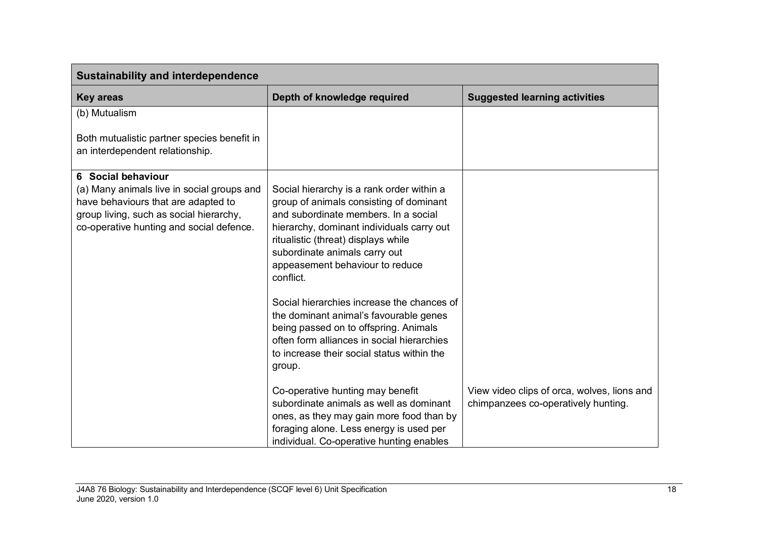| Sustainability and interdependence | | |
|---|---|---|
| **Key areas** | **Depth of knowledge required** | **Suggested learning activities** |
| (b) Mutualism<br><br>Both mutualistic partner species benefit in an interdependent relationship. | | |
| **6 Social behaviour**<br>(a) Many animals live in social groups and have behaviours that are adapted to group living, such as social hierarchy, co-operative hunting and social defence. | Social hierarchy is a rank order within a group of animals consisting of dominant and subordinate members. In a social hierarchy, dominant individuals carry out ritualistic (threat) displays while subordinate animals carry out appeasement behaviour to reduce conflict.<br><br>Social hierarchies increase the chances of the dominant animal's favourable genes being passed on to offspring. Animals often form alliances in social hierarchies to increase their social status within the group.<br><br>Co-operative hunting may benefit subordinate animals as well as dominant ones, as they may gain more food than by foraging alone. Less energy is used per individual. Co-operative hunting enables | View video clips of orca, wolves, lions and chimpanzees co-operatively hunting. |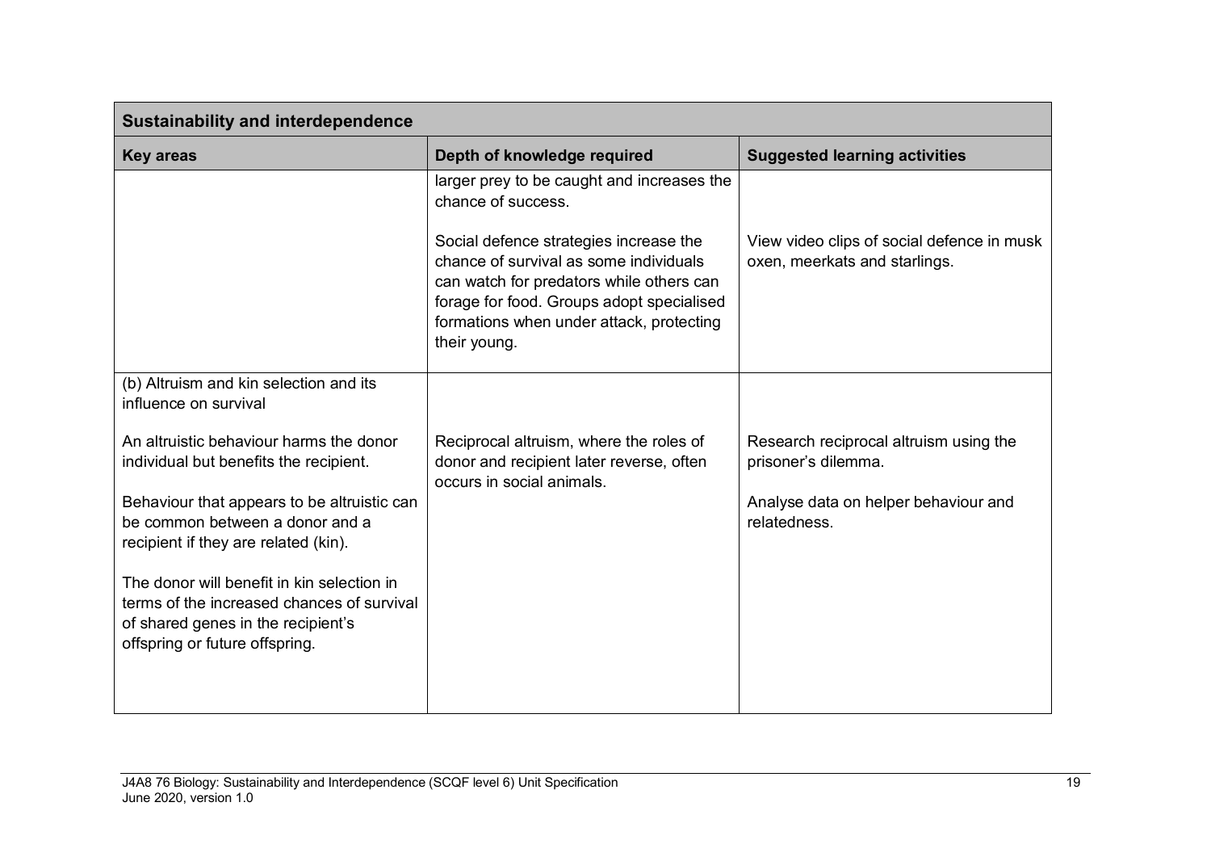| Sustainability and interdependence | | |
|---|---|---|
| **Key areas** | **Depth of knowledge required** | **Suggested learning activities** |
| | larger prey to be caught and increases the chance of success.<br><br>Social defence strategies increase the chance of survival as some individuals can watch for predators while others can forage for food. Groups adopt specialised formations when under attack, protecting their young. | <br><br>View video clips of social defence in musk oxen, meerkats and starlings. |
| (b) Altruism and kin selection and its influence on survival<br><br>An altruistic behaviour harms the donor individual but benefits the recipient.<br><br>Behaviour that appears to be altruistic can be common between a donor and a recipient if they are related (kin).<br><br>The donor will benefit in kin selection in terms of the increased chances of survival of shared genes in the recipient's offspring or future offspring. | <br><br>Reciprocal altruism, where the roles of donor and recipient later reverse, often occurs in social animals. | <br><br>Research reciprocal altruism using the prisoner's dilemma.<br><br>Analyse data on helper behaviour and relatedness. |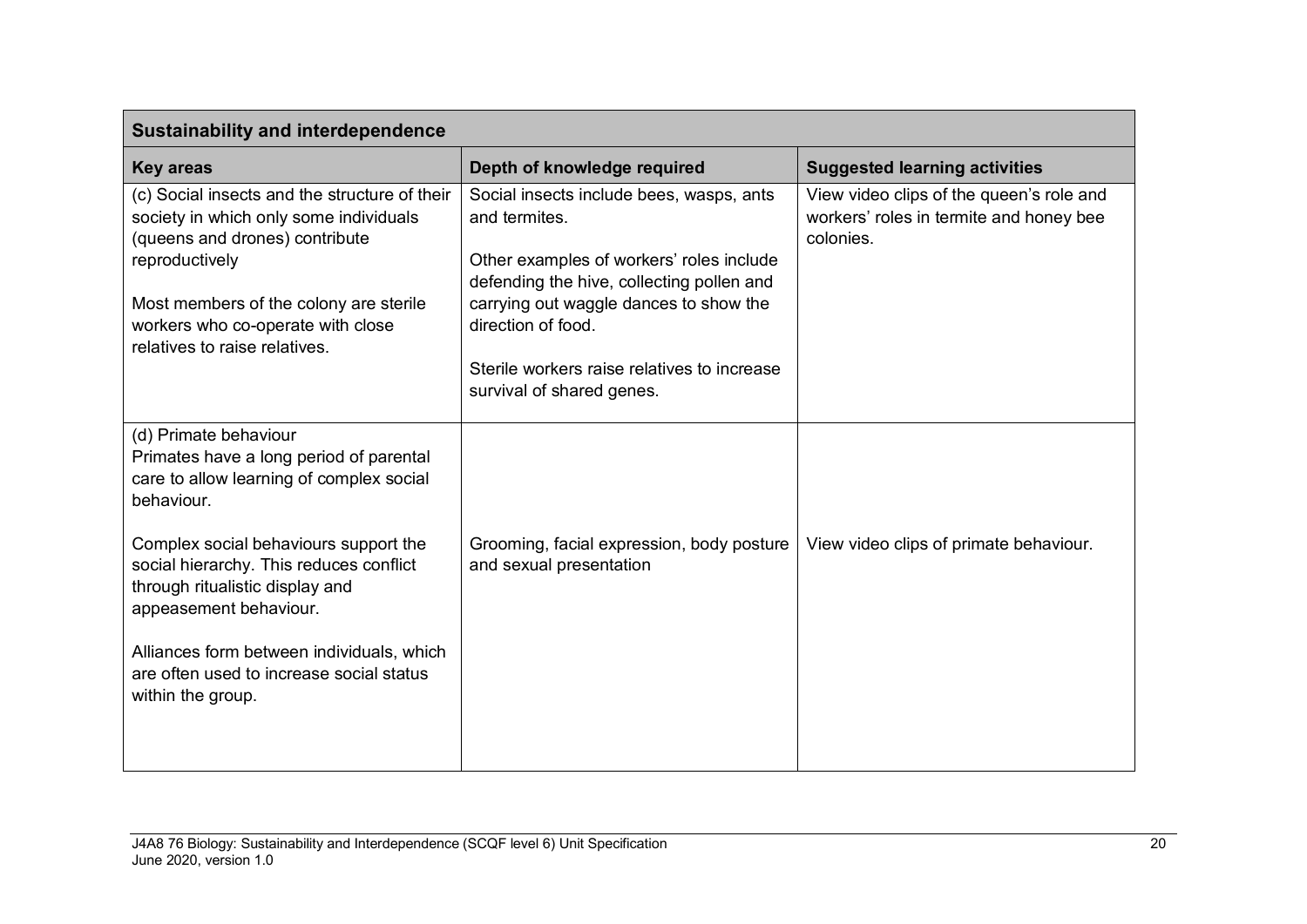| Sustainability and interdependence | | |
|---|---|---|
| **Key areas** | **Depth of knowledge required** | **Suggested learning activities** |
| (c) Social insects and the structure of their society in which only some individuals (queens and drones) contribute reproductively<br><br>Most members of the colony are sterile workers who co-operate with close relatives to raise relatives. | Social insects include bees, wasps, ants and termites.<br><br>Other examples of workers' roles include defending the hive, collecting pollen and carrying out waggle dances to show the direction of food.<br><br>Sterile workers raise relatives to increase survival of shared genes. | View video clips of the queen's role and workers' roles in termite and honey bee colonies. |
| (d) Primate behaviour<br>Primates have a long period of parental care to allow learning of complex social behaviour.<br><br>Complex social behaviours support the social hierarchy. This reduces conflict through ritualistic display and appeasement behaviour.<br><br>Alliances form between individuals, which are often used to increase social status within the group. | Grooming, facial expression, body posture and sexual presentation | View video clips of primate behaviour. |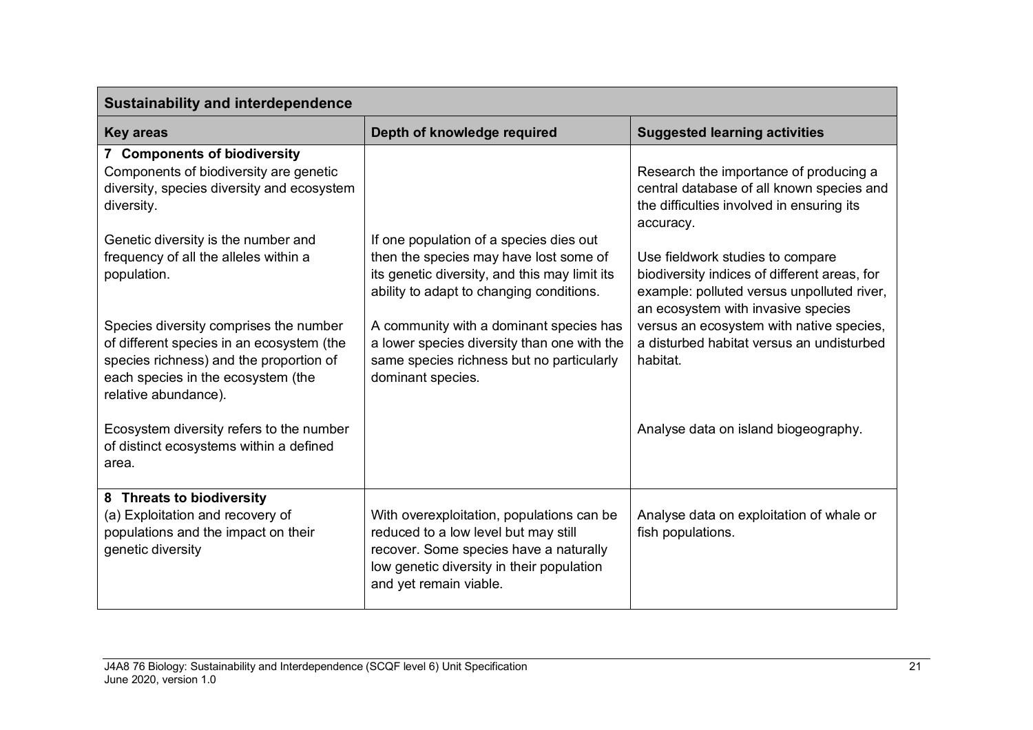| Sustainability and interdependence | | |
|---|---|---|
| **Key areas** | **Depth of knowledge required** | **Suggested learning activities** |
| **7 Components of biodiversity**<br>Components of biodiversity are genetic diversity, species diversity and ecosystem diversity. | | Research the importance of producing a central database of all known species and the difficulties involved in ensuring its accuracy. |
| Genetic diversity is the number and frequency of all the alleles within a population. | If one population of a species dies out then the species may have lost some of its genetic diversity, and this may limit its ability to adapt to changing conditions. | Use fieldwork studies to compare biodiversity indices of different areas, for example: polluted versus unpolluted river, an ecosystem with invasive species versus an ecosystem with native species, a disturbed habitat versus an undisturbed habitat. |
| Species diversity comprises the number of different species in an ecosystem (the species richness) and the proportion of each species in the ecosystem (the relative abundance). | A community with a dominant species has a lower species diversity than one with the same species richness but no particularly dominant species. | |
| Ecosystem diversity refers to the number of distinct ecosystems within a defined area. | | Analyse data on island biogeography. |
| **8 Threats to biodiversity**<br>(a) Exploitation and recovery of populations and the impact on their genetic diversity | With overexploitation, populations can be reduced to a low level but may still recover. Some species have a naturally low genetic diversity in their population and yet remain viable. | Analyse data on exploitation of whale or fish populations. |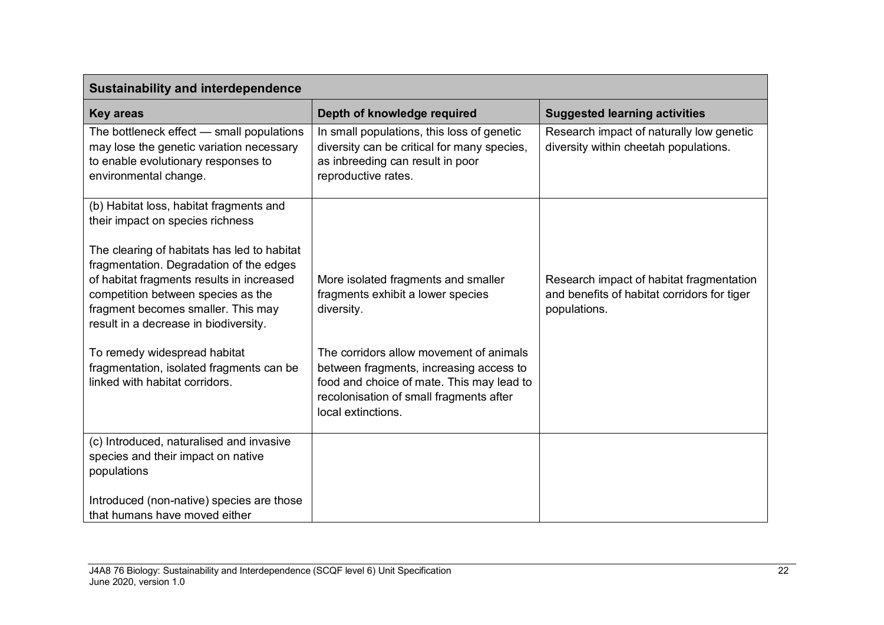| Sustainability and interdependence | | |
|---|---|---|
| **Key areas** | **Depth of knowledge required** | **Suggested learning activities** |
| The bottleneck effect — small populations may lose the genetic variation necessary to enable evolutionary responses to environmental change. | In small populations, this loss of genetic diversity can be critical for many species, as inbreeding can result in poor reproductive rates. | Research impact of naturally low genetic diversity within cheetah populations. |
| (b) Habitat loss, habitat fragments and their impact on species richness<br><br>The clearing of habitats has led to habitat fragmentation. Degradation of the edges of habitat fragments results in increased competition between species as the fragment becomes smaller. This may result in a decrease in biodiversity.<br><br>To remedy widespread habitat fragmentation, isolated fragments can be linked with habitat corridors. | More isolated fragments and smaller fragments exhibit a lower species diversity.<br><br>The corridors allow movement of animals between fragments, increasing access to food and choice of mate. This may lead to recolonisation of small fragments after local extinctions. | Research impact of habitat fragmentation and benefits of habitat corridors for tiger populations. |
| (c) Introduced, naturalised and invasive species and their impact on native populations<br><br>Introduced (non-native) species are those that humans have moved either | | |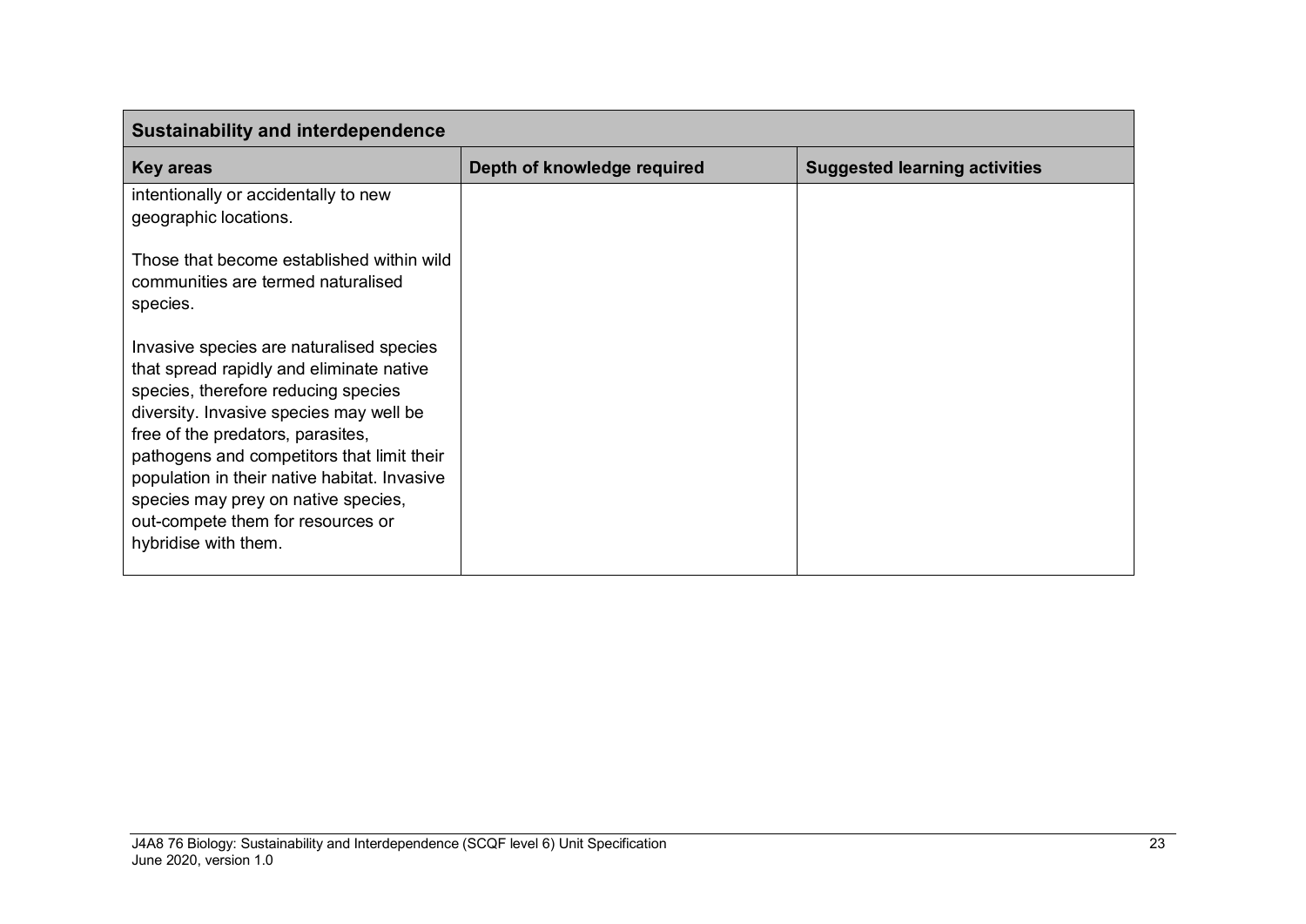| Sustainability and interdependence | | |
|---|---|---|
| **Key areas** | **Depth of knowledge required** | **Suggested learning activities** |
| intentionally or accidentally to new geographic locations.<br><br>Those that become established within wild communities are termed naturalised species.<br><br>Invasive species are naturalised species that spread rapidly and eliminate native species, therefore reducing species diversity. Invasive species may well be free of the predators, parasites, pathogens and competitors that limit their population in their native habitat. Invasive species may prey on native species, out-compete them for resources or hybridise with them. | | |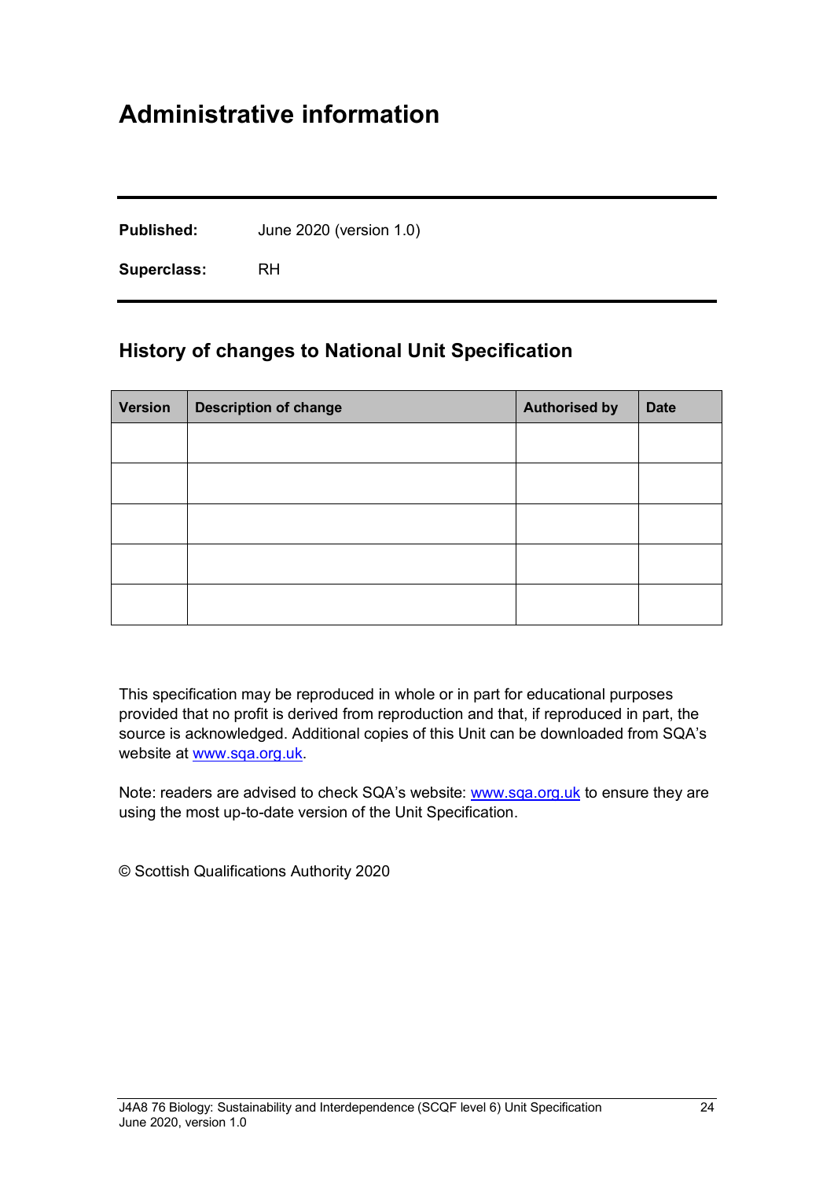# Administrative information

**Published:** June 2020 (version 1.0)

**Superclass:** RH

## History of changes to National Unit Specification

| Version | Description of change | Authorised by | Date |
|---|---|---|---|
| | | | |
| | | | |
| | | | |
| | | | |
| | | | |

This specification may be reproduced in whole or in part for educational purposes provided that no profit is derived from reproduction and that, if reproduced in part, the source is acknowledged. Additional copies of this Unit can be downloaded from SQA's website at www.sqa.org.uk.

Note: readers are advised to check SQA's website: www.sqa.org.uk to ensure they are using the most up-to-date version of the Unit Specification.

© Scottish Qualifications Authority 2020